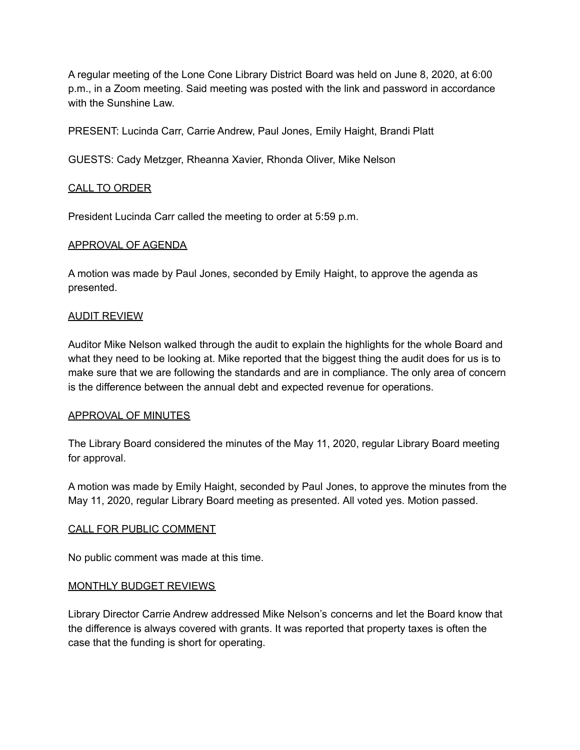A regular meeting of the Lone Cone Library District Board was held on June 8, 2020, at 6:00 p.m., in a Zoom meeting. Said meeting was posted with the link and password in accordance with the Sunshine Law.

PRESENT: Lucinda Carr, Carrie Andrew, Paul Jones, Emily Haight, Brandi Platt

GUESTS: Cady Metzger, Rheanna Xavier, Rhonda Oliver, Mike Nelson

<u>CALL TO ORDER</u>

President Lucinda Carr called the meeting to order at 5:59 p.m.

<u>APPROVAL OF AGENDA</u>

A motion was made by Paul Jones, seconded by Emily Haight, to approve the agenda as presented.

<u>AUDIT REVIEW</u>

Auditor Mike Nelson walked through the audit to explain the highlights for the whole Board and what they need to be looking at. Mike reported that the biggest thing the audit does for us is to make sure that we are following the standards and are in compliance. The only area of concern is the difference between the annual debt and expected revenue for operations.

<u>APPROVAL OF MINUTES</u>

The Library Board considered the minutes of the May 11, 2020, regular Library Board meeting for approval.

A motion was made by Emily Haight, seconded by Paul Jones, to approve the minutes from the May 11, 2020, regular Library Board meeting as presented. All voted yes. Motion passed.

<u>CALL FOR PUBLIC COMMENT</u>

No public comment was made at this time.

<u>MONTHLY BUDGET REVIEWS</u>

Library Director Carrie Andrew addressed Mike Nelson's concerns and let the Board know that the difference is always covered with grants. It was reported that property taxes is often the case that the funding is short for operating.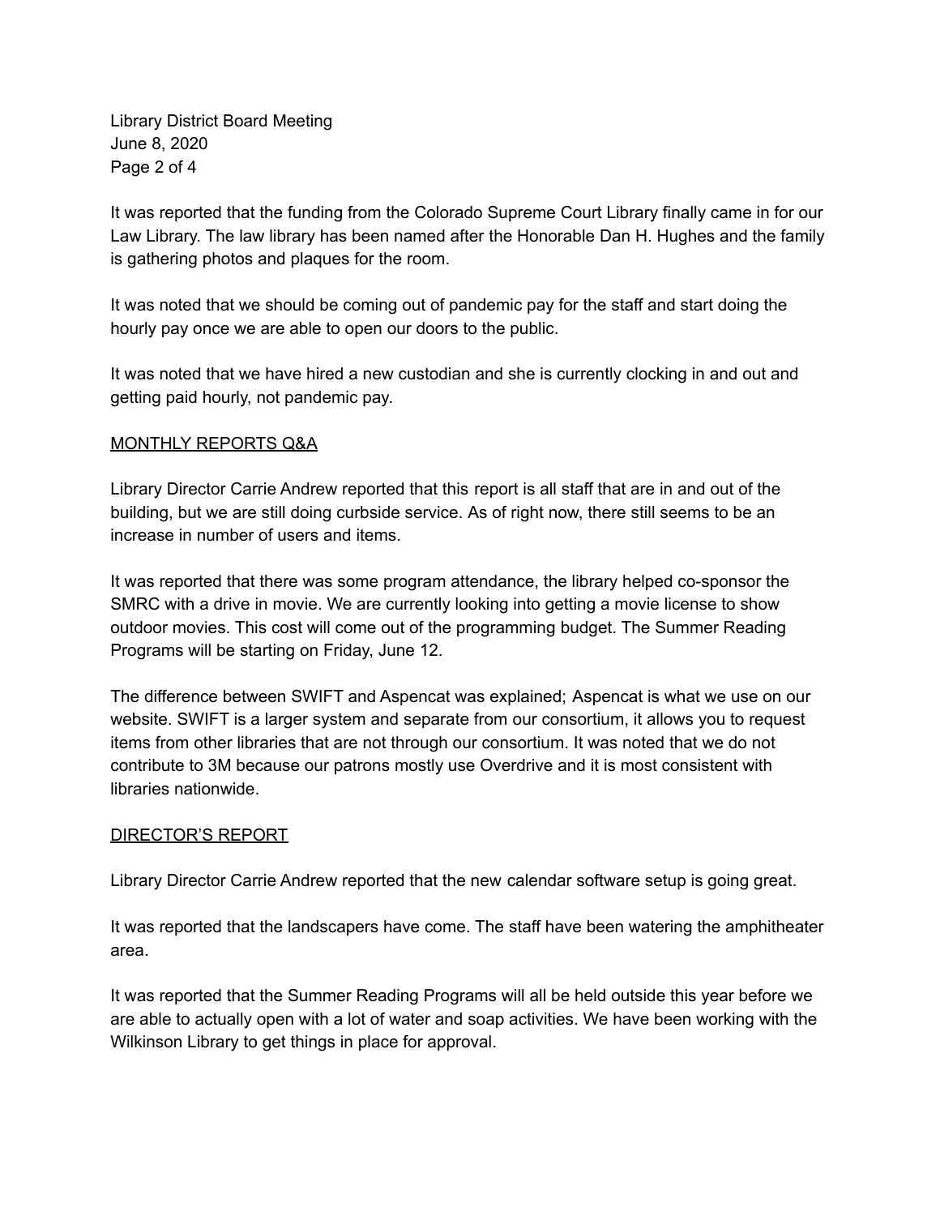It was reported that the funding from the Colorado Supreme Court Library finally came in for our Law Library. The law library has been named after the Honorable Dan H. Hughes and the family is gathering photos and plaques for the room.

It was noted that we should be coming out of pandemic pay for the staff and start doing the hourly pay once we are able to open our doors to the public.

It was noted that we have hired a new custodian and she is currently clocking in and out and getting paid hourly, not pandemic pay.

<u>MONTHLY REPORTS Q&A</u>

Library Director Carrie Andrew reported that this report is all staff that are in and out of the building, but we are still doing curbside service. As of right now, there still seems to be an increase in number of users and items.

It was reported that there was some program attendance, the library helped co-sponsor the SMRC with a drive in movie. We are currently looking into getting a movie license to show outdoor movies. This cost will come out of the programming budget. The Summer Reading Programs will be starting on Friday, June 12.

The difference between SWIFT and Aspencat was explained; Aspencat is what we use on our website. SWIFT is a larger system and separate from our consortium, it allows you to request items from other libraries that are not through our consortium. It was noted that we do not contribute to 3M because our patrons mostly use Overdrive and it is most consistent with libraries nationwide.

<u>DIRECTOR'S REPORT</u>

Library Director Carrie Andrew reported that the new calendar software setup is going great.

It was reported that the landscapers have come. The staff have been watering the amphitheater area.

It was reported that the Summer Reading Programs will all be held outside this year before we are able to actually open with a lot of water and soap activities. We have been working with the Wilkinson Library to get things in place for approval.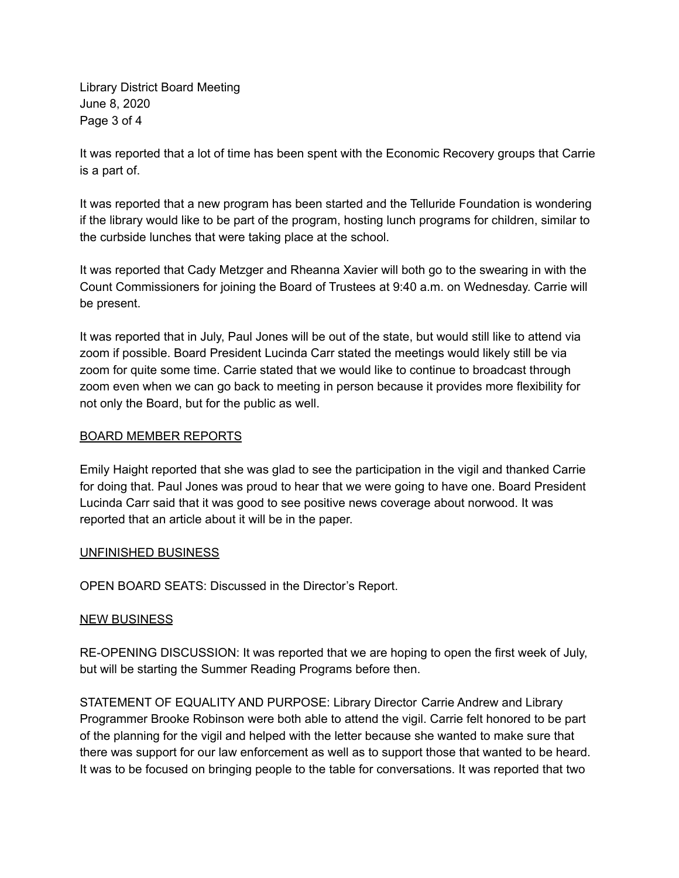It was reported that a lot of time has been spent with the Economic Recovery groups that Carrie is a part of.

It was reported that a new program has been started and the Telluride Foundation is wondering if the library would like to be part of the program, hosting lunch programs for children, similar to the curbside lunches that were taking place at the school.

It was reported that Cady Metzger and Rheanna Xavier will both go to the swearing in with the Count Commissioners for joining the Board of Trustees at 9:40 a.m. on Wednesday. Carrie will be present.

It was reported that in July, Paul Jones will be out of the state, but would still like to attend via zoom if possible. Board President Lucinda Carr stated the meetings would likely still be via zoom for quite some time. Carrie stated that we would like to continue to broadcast through zoom even when we can go back to meeting in person because it provides more flexibility for not only the Board, but for the public as well.

## BOARD MEMBER REPORTS

Emily Haight reported that she was glad to see the participation in the vigil and thanked Carrie for doing that. Paul Jones was proud to hear that we were going to have one. Board President Lucinda Carr said that it was good to see positive news coverage about norwood. It was reported that an article about it will be in the paper.

## UNFINISHED BUSINESS

OPEN BOARD SEATS: Discussed in the Director's Report.

## NEW BUSINESS

RE-OPENING DISCUSSION: It was reported that we are hoping to open the first week of July, but will be starting the Summer Reading Programs before then.

STATEMENT OF EQUALITY AND PURPOSE: Library Director Carrie Andrew and Library Programmer Brooke Robinson were both able to attend the vigil. Carrie felt honored to be part of the planning for the vigil and helped with the letter because she wanted to make sure that there was support for our law enforcement as well as to support those that wanted to be heard. It was to be focused on bringing people to the table for conversations. It was reported that two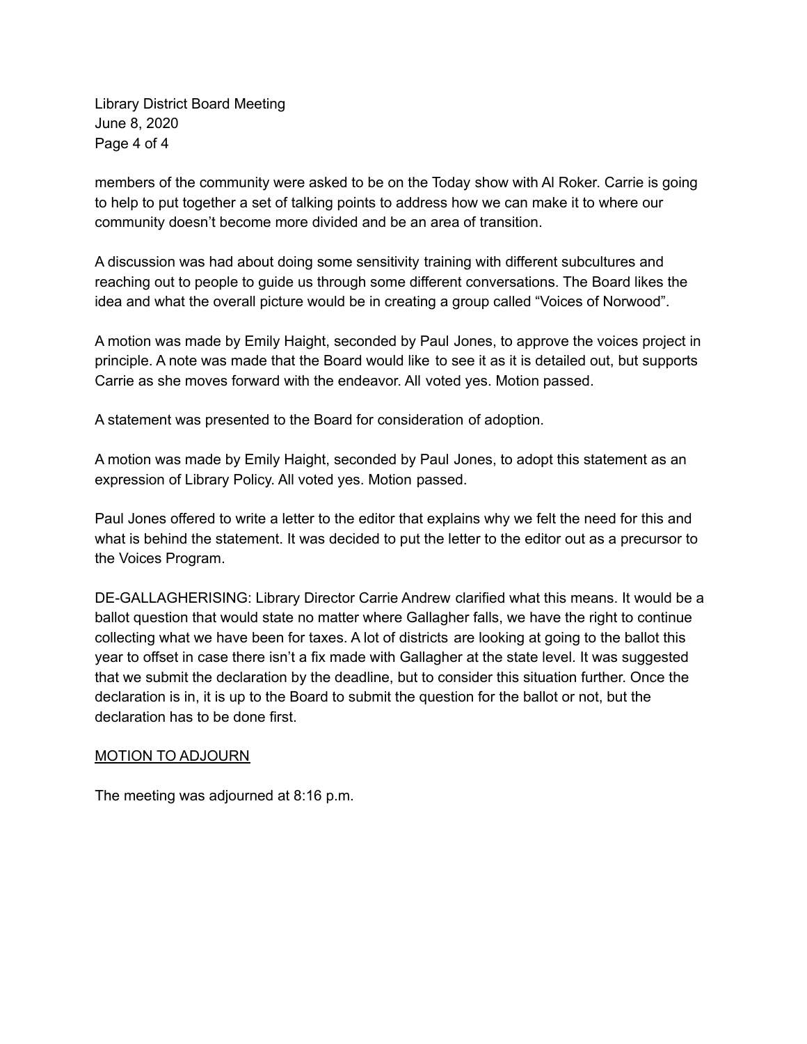members of the community were asked to be on the Today show with Al Roker. Carrie is going to help to put together a set of talking points to address how we can make it to where our community doesn't become more divided and be an area of transition.

A discussion was had about doing some sensitivity training with different subcultures and reaching out to people to guide us through some different conversations. The Board likes the idea and what the overall picture would be in creating a group called "Voices of Norwood".

A motion was made by Emily Haight, seconded by Paul Jones, to approve the voices project in principle. A note was made that the Board would like to see it as it is detailed out, but supports Carrie as she moves forward with the endeavor. All voted yes. Motion passed.

A statement was presented to the Board for consideration of adoption.

A motion was made by Emily Haight, seconded by Paul Jones, to adopt this statement as an expression of Library Policy. All voted yes. Motion passed.

Paul Jones offered to write a letter to the editor that explains why we felt the need for this and what is behind the statement. It was decided to put the letter to the editor out as a precursor to the Voices Program.

DE-GALLAGHERISING: Library Director Carrie Andrew clarified what this means. It would be a ballot question that would state no matter where Gallagher falls, we have the right to continue collecting what we have been for taxes. A lot of districts are looking at going to the ballot this year to offset in case there isn't a fix made with Gallagher at the state level. It was suggested that we submit the declaration by the deadline, but to consider this situation further. Once the declaration is in, it is up to the Board to submit the question for the ballot or not, but the declaration has to be done first.

## MOTION TO ADJOURN

The meeting was adjourned at 8:16 p.m.